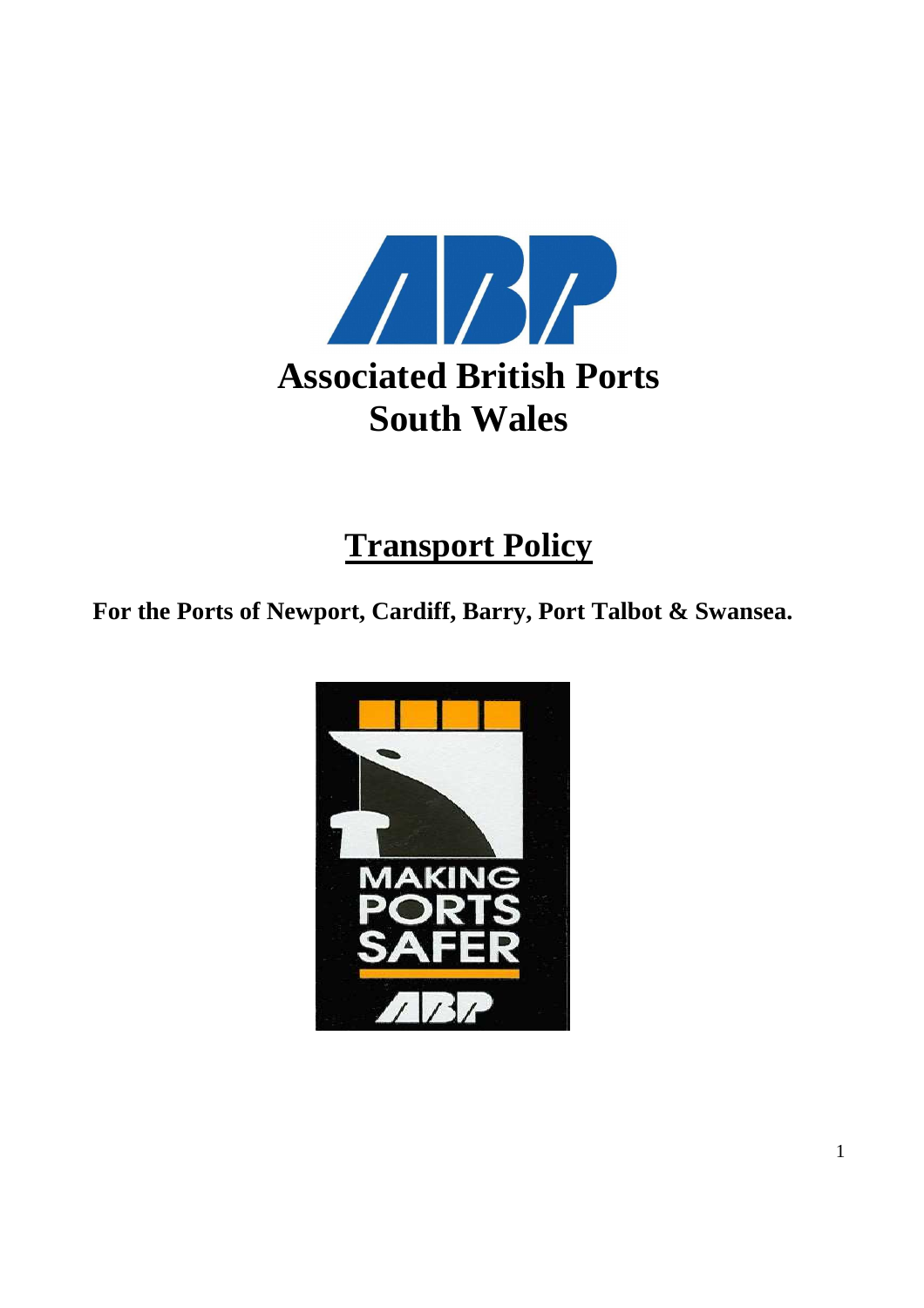# Associated British Ports South Wales

## Transport Policy

**For the Ports of Newport, Cardiff, Barry, Port Talbot & Swansea.**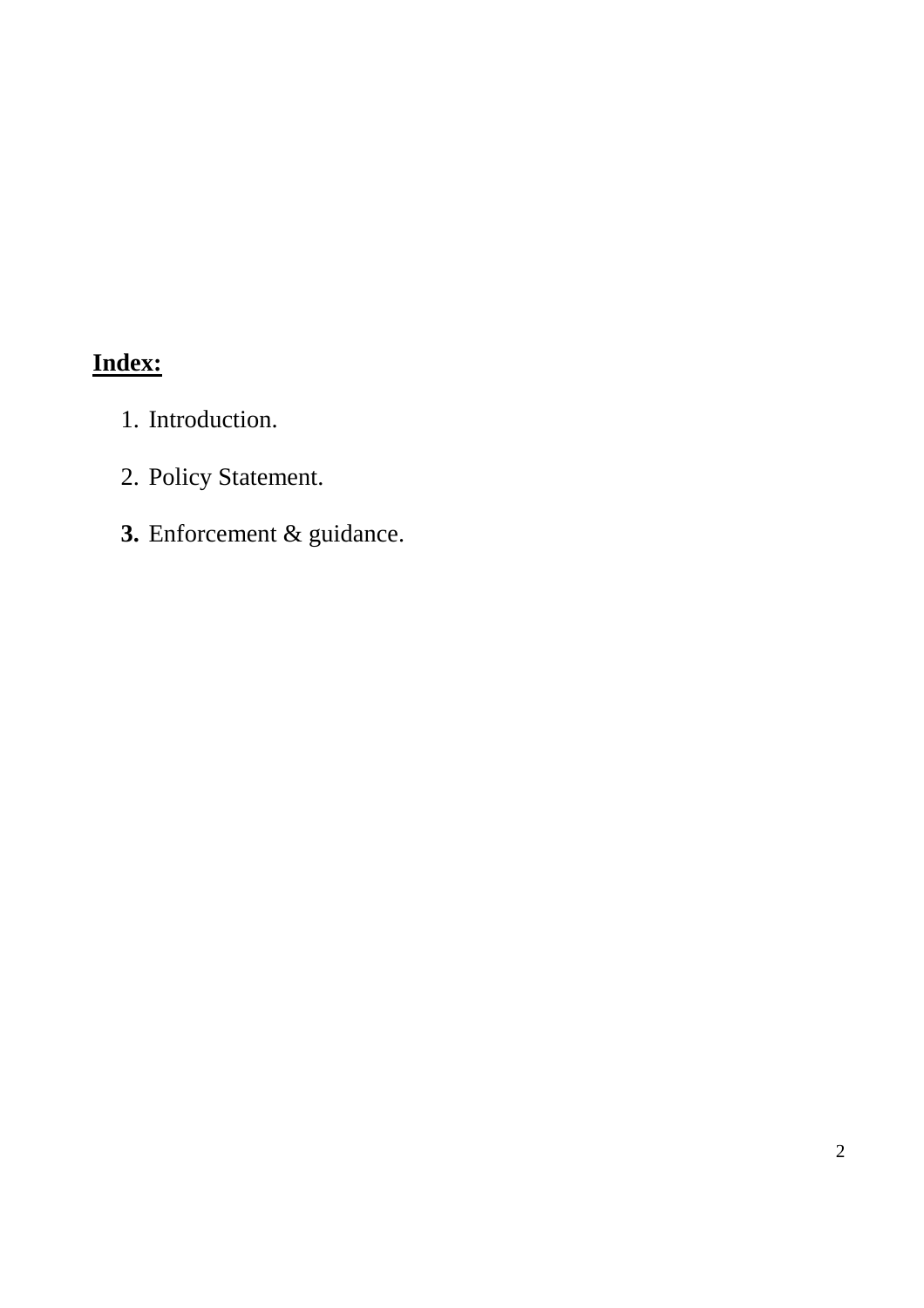**Index:**

1. Introduction.

2. Policy Statement.

3. Enforcement & guidance.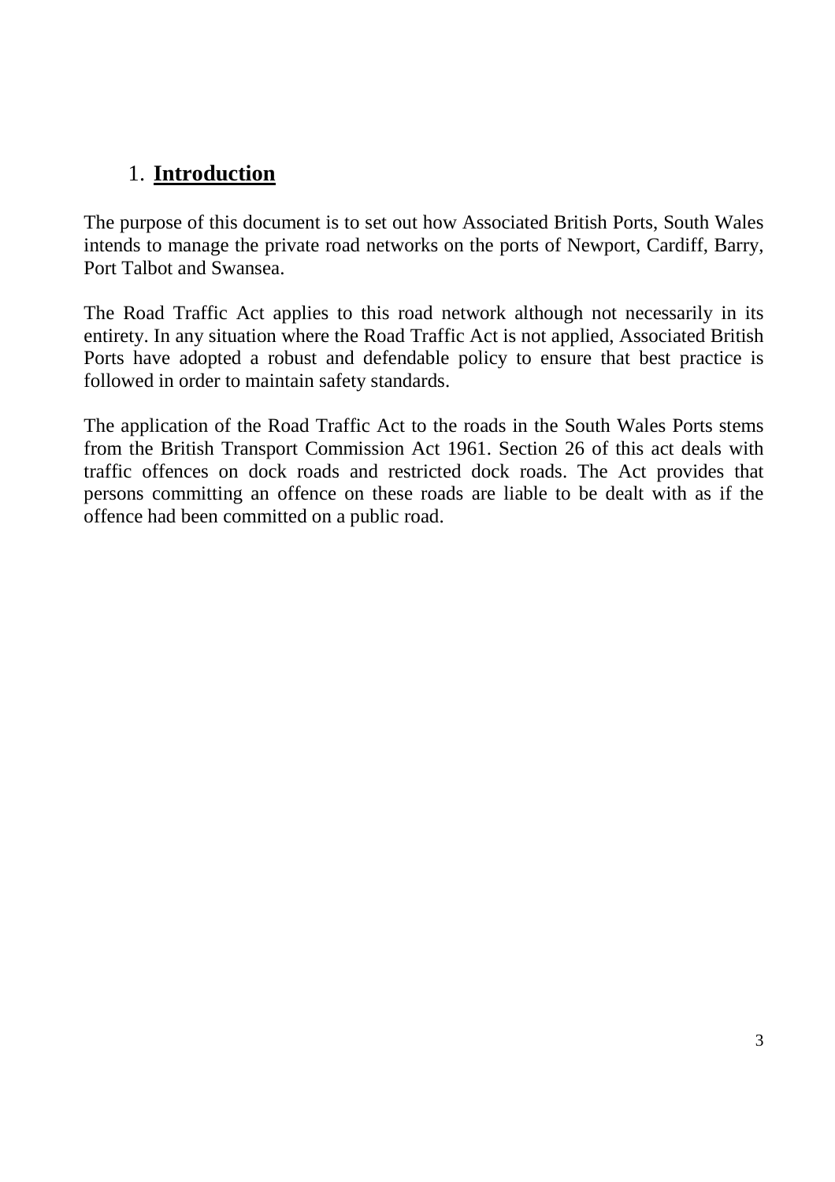## 1. **Introduction**

The purpose of this document is to set out how Associated British Ports, South Wales intends to manage the private road networks on the ports of Newport, Cardiff, Barry, Port Talbot and Swansea.

The Road Traffic Act applies to this road network although not necessarily in its entirety. In any situation where the Road Traffic Act is not applied, Associated British Ports have adopted a robust and defendable policy to ensure that best practice is followed in order to maintain safety standards.

The application of the Road Traffic Act to the roads in the South Wales Ports stems from the British Transport Commission Act 1961. Section 26 of this act deals with traffic offences on dock roads and restricted dock roads. The Act provides that persons committing an offence on these roads are liable to be dealt with as if the offence had been committed on a public road.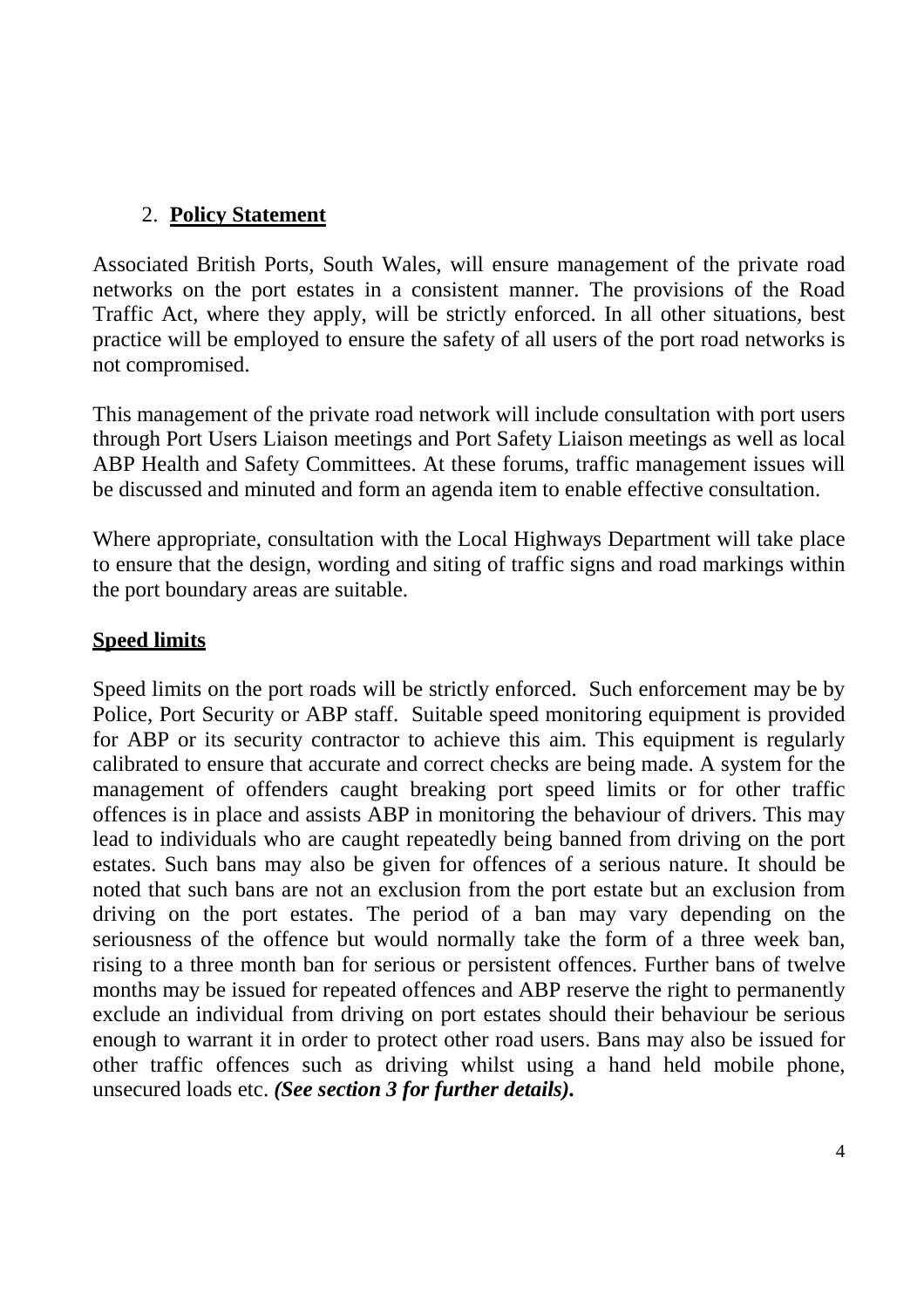## 2. **Policy Statement**

Associated British Ports, South Wales, will ensure management of the private road networks on the port estates in a consistent manner. The provisions of the Road Traffic Act, where they apply, will be strictly enforced. In all other situations, best practice will be employed to ensure the safety of all users of the port road networks is not compromised.

This management of the private road network will include consultation with port users through Port Users Liaison meetings and Port Safety Liaison meetings as well as local ABP Health and Safety Committees. At these forums, traffic management issues will be discussed and minuted and form an agenda item to enable effective consultation.

Where appropriate, consultation with the Local Highways Department will take place to ensure that the design, wording and siting of traffic signs and road markings within the port boundary areas are suitable.

### **Speed limits**

Speed limits on the port roads will be strictly enforced. Such enforcement may be by Police, Port Security or ABP staff. Suitable speed monitoring equipment is provided for ABP or its security contractor to achieve this aim. This equipment is regularly calibrated to ensure that accurate and correct checks are being made. A system for the management of offenders caught breaking port speed limits or for other traffic offences is in place and assists ABP in monitoring the behaviour of drivers. This may lead to individuals who are caught repeatedly being banned from driving on the port estates. Such bans may also be given for offences of a serious nature. It should be noted that such bans are not an exclusion from the port estate but an exclusion from driving on the port estates. The period of a ban may vary depending on the seriousness of the offence but would normally take the form of a three week ban, rising to a three month ban for serious or persistent offences. Further bans of twelve months may be issued for repeated offences and ABP reserve the right to permanently exclude an individual from driving on port estates should their behaviour be serious enough to warrant it in order to protect other road users. Bans may also be issued for other traffic offences such as driving whilst using a hand held mobile phone, unsecured loads etc. ***(See section 3 for further details).***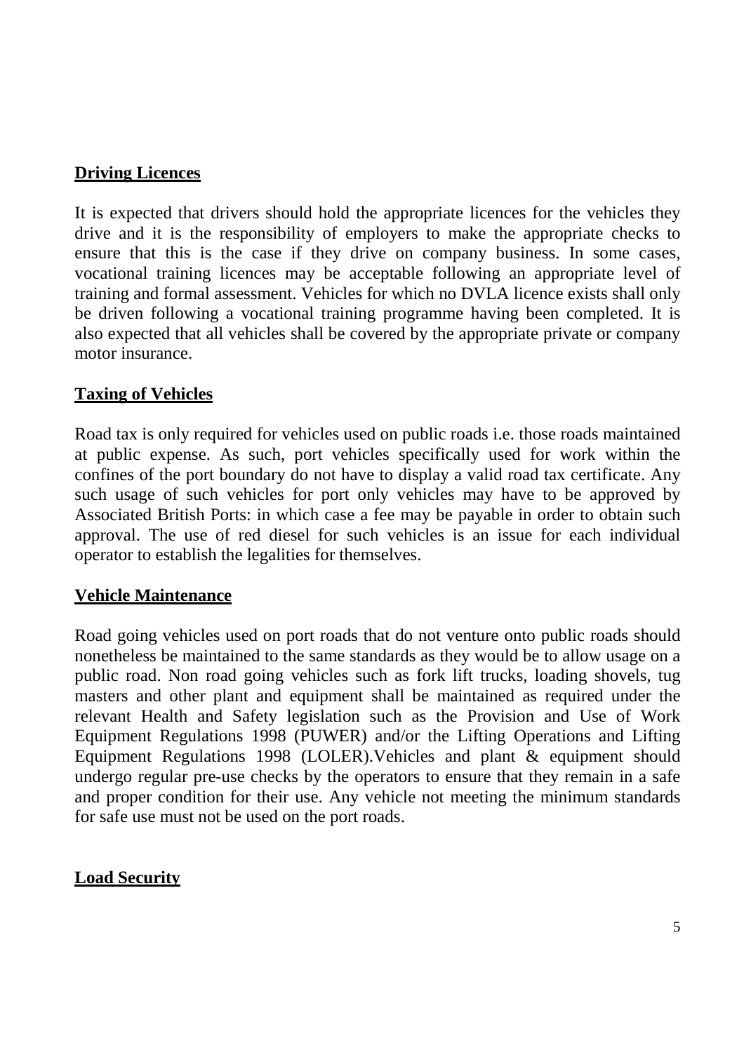**Driving Licences**

It is expected that drivers should hold the appropriate licences for the vehicles they drive and it is the responsibility of employers to make the appropriate checks to ensure that this is the case if they drive on company business. In some cases, vocational training licences may be acceptable following an appropriate level of training and formal assessment. Vehicles for which no DVLA licence exists shall only be driven following a vocational training programme having been completed. It is also expected that all vehicles shall be covered by the appropriate private or company motor insurance.

**Taxing of Vehicles**

Road tax is only required for vehicles used on public roads i.e. those roads maintained at public expense. As such, port vehicles specifically used for work within the confines of the port boundary do not have to display a valid road tax certificate. Any such usage of such vehicles for port only vehicles may have to be approved by Associated British Ports: in which case a fee may be payable in order to obtain such approval. The use of red diesel for such vehicles is an issue for each individual operator to establish the legalities for themselves.

**Vehicle Maintenance**

Road going vehicles used on port roads that do not venture onto public roads should nonetheless be maintained to the same standards as they would be to allow usage on a public road. Non road going vehicles such as fork lift trucks, loading shovels, tug masters and other plant and equipment shall be maintained as required under the relevant Health and Safety legislation such as the Provision and Use of Work Equipment Regulations 1998 (PUWER) and/or the Lifting Operations and Lifting Equipment Regulations 1998 (LOLER).Vehicles and plant & equipment should undergo regular pre-use checks by the operators to ensure that they remain in a safe and proper condition for their use. Any vehicle not meeting the minimum standards for safe use must not be used on the port roads.

**Load Security**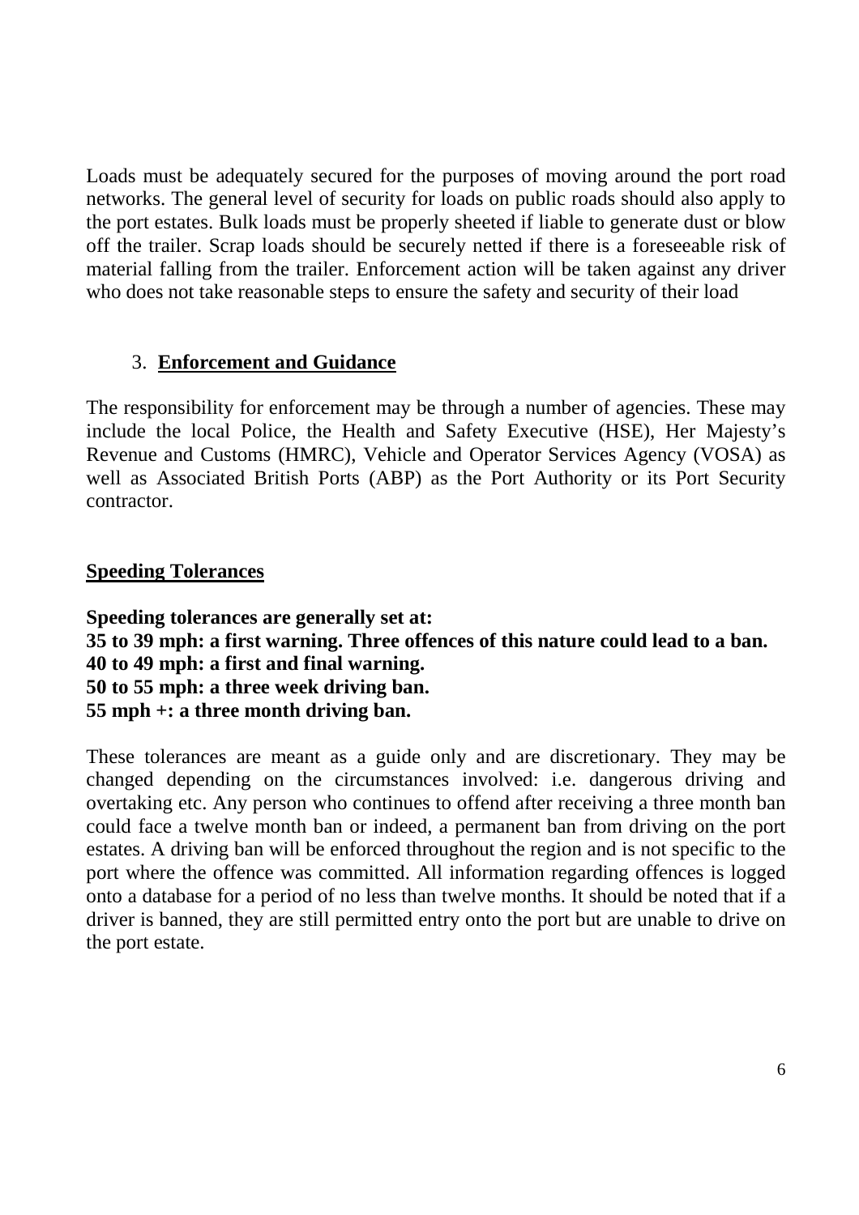Loads must be adequately secured for the purposes of moving around the port road networks. The general level of security for loads on public roads should also apply to the port estates. Bulk loads must be properly sheeted if liable to generate dust or blow off the trailer. Scrap loads should be securely netted if there is a foreseeable risk of material falling from the trailer. Enforcement action will be taken against any driver who does not take reasonable steps to ensure the safety and security of their load

## 3. Enforcement and Guidance

The responsibility for enforcement may be through a number of agencies. These may include the local Police, the Health and Safety Executive (HSE), Her Majesty's Revenue and Customs (HMRC), Vehicle and Operator Services Agency (VOSA) as well as Associated British Ports (ABP) as the Port Authority or its Port Security contractor.

### Speeding Tolerances

**Speeding tolerances are generally set at:**
**35 to 39 mph: a first warning. Three offences of this nature could lead to a ban.**
**40 to 49 mph: a first and final warning.**
**50 to 55 mph: a three week driving ban.**
**55 mph +: a three month driving ban.**

These tolerances are meant as a guide only and are discretionary. They may be changed depending on the circumstances involved: i.e. dangerous driving and overtaking etc. Any person who continues to offend after receiving a three month ban could face a twelve month ban or indeed, a permanent ban from driving on the port estates. A driving ban will be enforced throughout the region and is not specific to the port where the offence was committed. All information regarding offences is logged onto a database for a period of no less than twelve months. It should be noted that if a driver is banned, they are still permitted entry onto the port but are unable to drive on the port estate.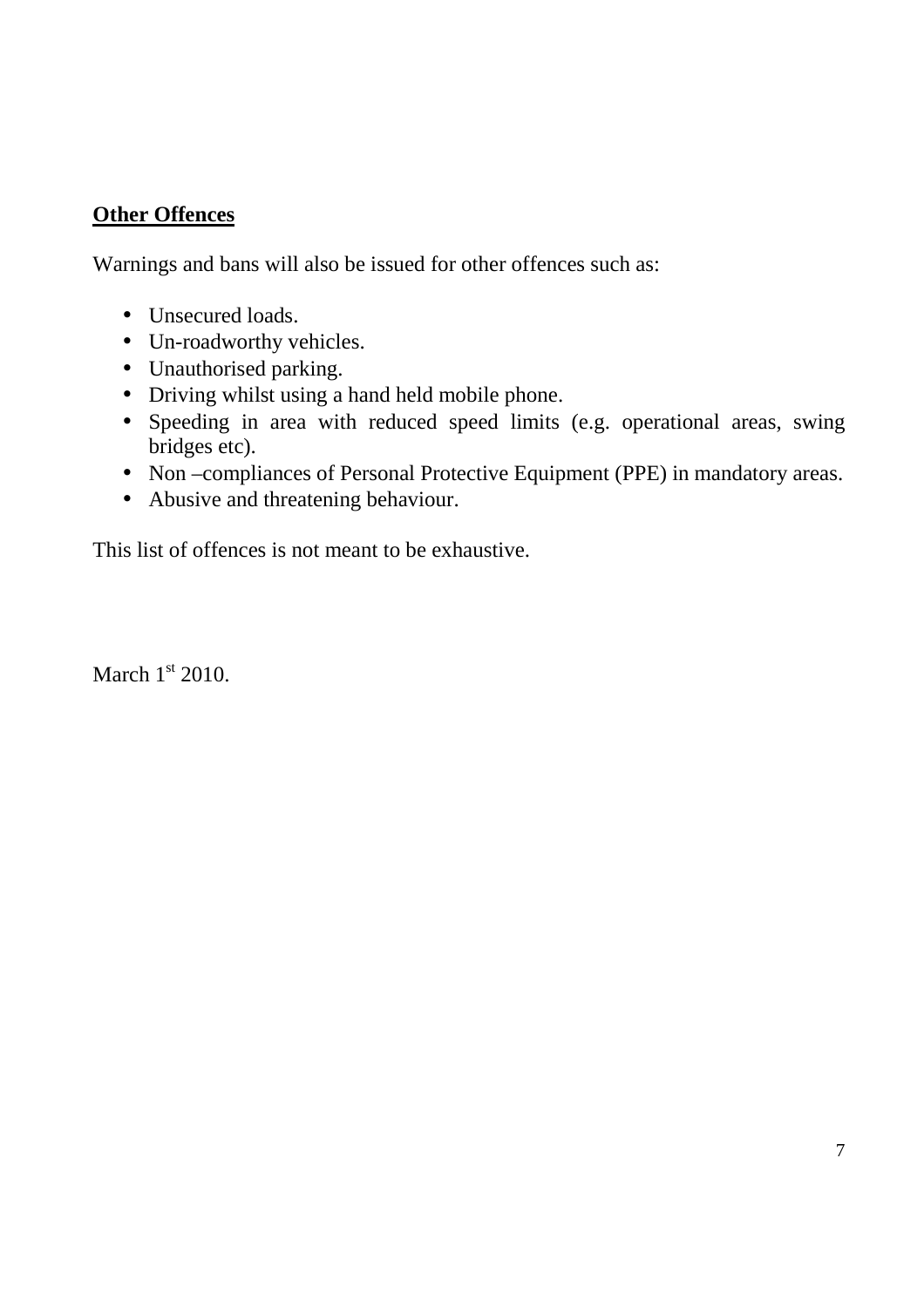## **Other Offences**

Warnings and bans will also be issued for other offences such as:

- Unsecured loads.
- Un-roadworthy vehicles.
- Unauthorised parking.
- Driving whilst using a hand held mobile phone.
- Speeding in area with reduced speed limits (e.g. operational areas, swing bridges etc).
- Non –compliances of Personal Protective Equipment (PPE) in mandatory areas.
- Abusive and threatening behaviour.

This list of offences is not meant to be exhaustive.

March 1st 2010.